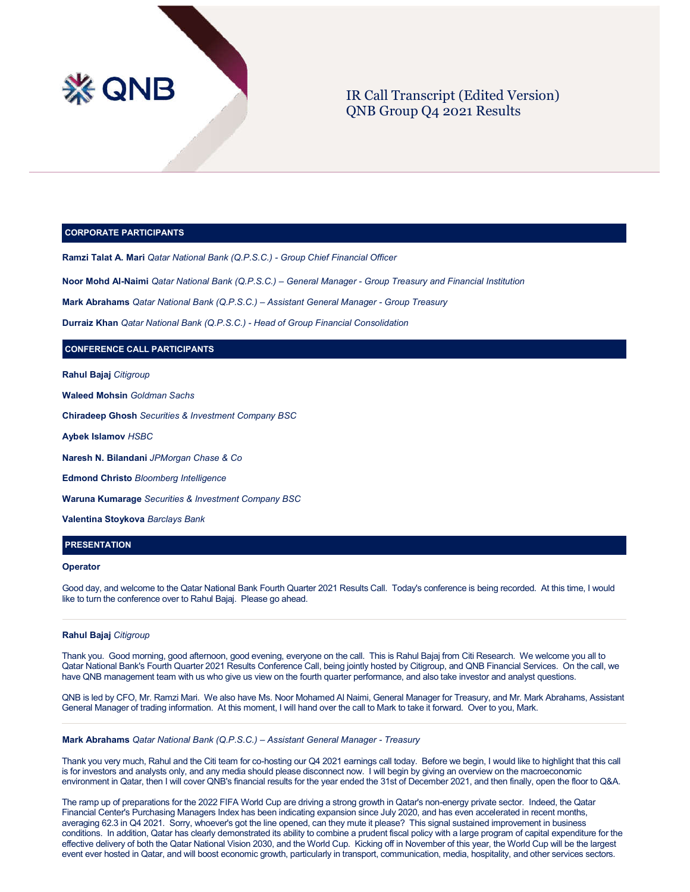# IR Call Transcript (Edited Version)
# QNB Group Q4 2021 Results

## CORPORATE PARTICIPANTS

**Ramzi Talat A. Mari** *Qatar National Bank (Q.P.S.C.) - Group Chief Financial Officer*

**Noor Mohd Al-Naimi** *Qatar National Bank (Q.P.S.C.) – General Manager - Group Treasury and Financial Institution*

**Mark Abrahams** *Qatar National Bank (Q.P.S.C.) – Assistant General Manager - Group Treasury*

**Durraiz Khan** *Qatar National Bank (Q.P.S.C.) - Head of Group Financial Consolidation*

## CONFERENCE CALL PARTICIPANTS

**Rahul Bajaj** *Citigroup*

**Waleed Mohsin** *Goldman Sachs*

**Chiradeep Ghosh** *Securities & Investment Company BSC*

**Aybek Islamov** *HSBC*

**Naresh N. Bilandani** *JPMorgan Chase & Co*

**Edmond Christo** *Bloomberg Intelligence*

**Waruna Kumarage** *Securities & Investment Company BSC*

**Valentina Stoykova** *Barclays Bank*

## PRESENTATION

**Operator**

Good day, and welcome to the Qatar National Bank Fourth Quarter 2021 Results Call. Today's conference is being recorded. At this time, I would like to turn the conference over to Rahul Bajaj. Please go ahead.

---

**Rahul Bajaj** *Citigroup*

Thank you. Good morning, good afternoon, good evening, everyone on the call. This is Rahul Bajaj from Citi Research. We welcome you all to Qatar National Bank's Fourth Quarter 2021 Results Conference Call, being jointly hosted by Citigroup, and QNB Financial Services. On the call, we have QNB management team with us who give us view on the fourth quarter performance, and also take investor and analyst questions.

QNB is led by CFO, Mr. Ramzi Mari. We also have Ms. Noor Mohamed Al Naimi, General Manager for Treasury, and Mr. Mark Abrahams, Assistant General Manager of trading information. At this moment, I will hand over the call to Mark to take it forward. Over to you, Mark.

---

**Mark Abrahams** *Qatar National Bank (Q.P.S.C.) – Assistant General Manager - Treasury*

Thank you very much, Rahul and the Citi team for co-hosting our Q4 2021 earnings call today. Before we begin, I would like to highlight that this call is for investors and analysts only, and any media should please disconnect now. I will begin by giving an overview on the macroeconomic environment in Qatar, then I will cover QNB's financial results for the year ended the 31st of December 2021, and then finally, open the floor to Q&A.

The ramp up of preparations for the 2022 FIFA World Cup are driving a strong growth in Qatar's non-energy private sector. Indeed, the Qatar Financial Center's Purchasing Managers Index has been indicating expansion since July 2020, and has even accelerated in recent months, averaging 62.3 in Q4 2021. Sorry, whoever's got the line opened, can they mute it please? This signal sustained improvement in business conditions. In addition, Qatar has clearly demonstrated its ability to combine a prudent fiscal policy with a large program of capital expenditure for the effective delivery of both the Qatar National Vision 2030, and the World Cup. Kicking off in November of this year, the World Cup will be the largest event ever hosted in Qatar, and will boost economic growth, particularly in transport, communication, media, hospitality, and other services sectors.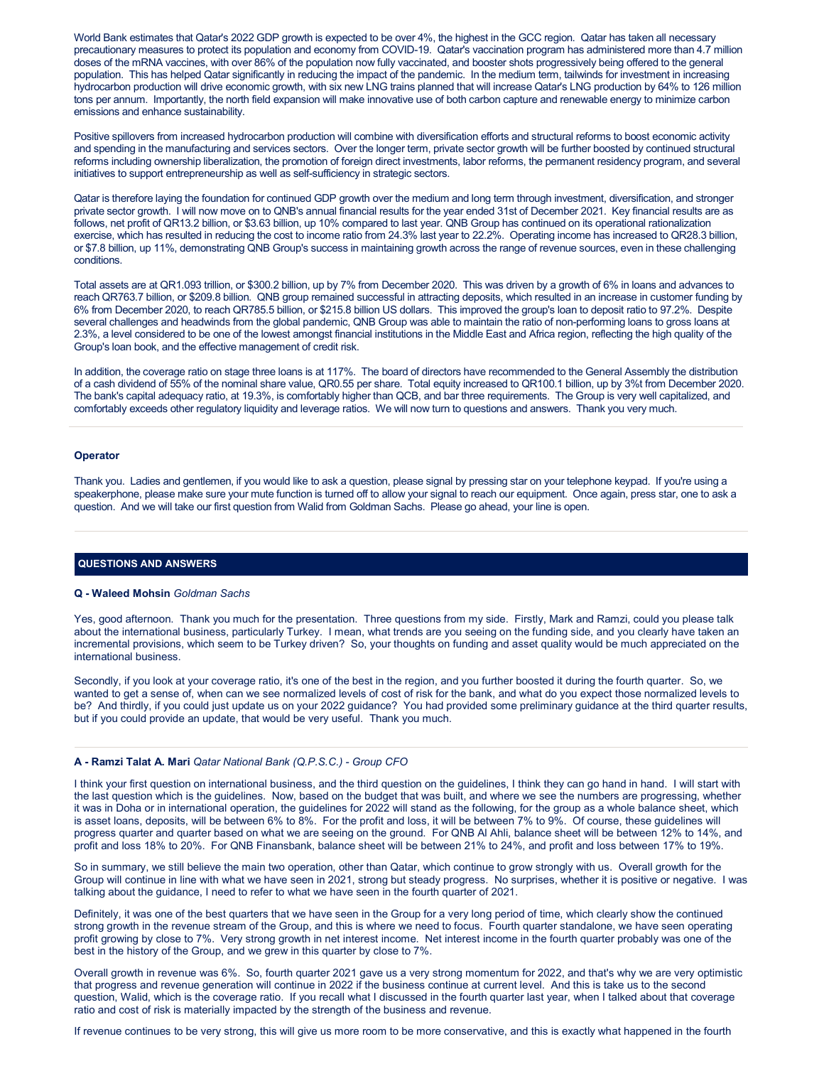World Bank estimates that Qatar's 2022 GDP growth is expected to be over 4%, the highest in the GCC region. Qatar has taken all necessary precautionary measures to protect its population and economy from COVID-19. Qatar's vaccination program has administered more than 4.7 million doses of the mRNA vaccines, with over 86% of the population now fully vaccinated, and booster shots progressively being offered to the general population. This has helped Qatar significantly in reducing the impact of the pandemic. In the medium term, tailwinds for investment in increasing hydrocarbon production will drive economic growth, with six new LNG trains planned that will increase Qatar's LNG production by 64% to 126 million tons per annum. Importantly, the north field expansion will make innovative use of both carbon capture and renewable energy to minimize carbon emissions and enhance sustainability.

Positive spillovers from increased hydrocarbon production will combine with diversification efforts and structural reforms to boost economic activity and spending in the manufacturing and services sectors. Over the longer term, private sector growth will be further boosted by continued structural reforms including ownership liberalization, the promotion of foreign direct investments, labor reforms, the permanent residency program, and several initiatives to support entrepreneurship as well as self-sufficiency in strategic sectors.

Qatar is therefore laying the foundation for continued GDP growth over the medium and long term through investment, diversification, and stronger private sector growth. I will now move on to QNB's annual financial results for the year ended 31st of December 2021. Key financial results are as follows, net profit of QR13.2 billion, or $3.63 billion, up 10% compared to last year. QNB Group has continued on its operational rationalization exercise, which has resulted in reducing the cost to income ratio from 24.3% last year to 22.2%. Operating income has increased to QR28.3 billion, or $7.8 billion, up 11%, demonstrating QNB Group's success in maintaining growth across the range of revenue sources, even in these challenging conditions.

Total assets are at QR1.093 trillion, or $300.2 billion, up by 7% from December 2020. This was driven by a growth of 6% in loans and advances to reach QR763.7 billion, or $209.8 billion. QNB group remained successful in attracting deposits, which resulted in an increase in customer funding by 6% from December 2020, to reach QR785.5 billion, or $215.8 billion US dollars. This improved the group's loan to deposit ratio to 97.2%. Despite several challenges and headwinds from the global pandemic, QNB Group was able to maintain the ratio of non-performing loans to gross loans at 2.3%, a level considered to be one of the lowest amongst financial institutions in the Middle East and Africa region, reflecting the high quality of the Group's loan book, and the effective management of credit risk.

In addition, the coverage ratio on stage three loans is at 117%. The board of directors have recommended to the General Assembly the distribution of a cash dividend of 55% of the nominal share value, QR0.55 per share. Total equity increased to QR100.1 billion, up by 3%t from December 2020. The bank's capital adequacy ratio, at 19.3%, is comfortably higher than QCB, and bar three requirements. The Group is very well capitalized, and comfortably exceeds other regulatory liquidity and leverage ratios. We will now turn to questions and answers. Thank you very much.

**Operator**

Thank you. Ladies and gentlemen, if you would like to ask a question, please signal by pressing star on your telephone keypad. If you're using a speakerphone, please make sure your mute function is turned off to allow your signal to reach our equipment. Once again, press star, one to ask a question. And we will take our first question from Walid from Goldman Sachs. Please go ahead, your line is open.

## QUESTIONS AND ANSWERS

**Q - Waleed Mohsin** *Goldman Sachs*

Yes, good afternoon. Thank you much for the presentation. Three questions from my side. Firstly, Mark and Ramzi, could you please talk about the international business, particularly Turkey. I mean, what trends are you seeing on the funding side, and you clearly have taken an incremental provisions, which seem to be Turkey driven? So, your thoughts on funding and asset quality would be much appreciated on the international business.

Secondly, if you look at your coverage ratio, it's one of the best in the region, and you further boosted it during the fourth quarter. So, we wanted to get a sense of, when can we see normalized levels of cost of risk for the bank, and what do you expect those normalized levels to be? And thirdly, if you could just update us on your 2022 guidance? You had provided some preliminary guidance at the third quarter results, but if you could provide an update, that would be very useful. Thank you much.

**A - Ramzi Talat A. Mari** *Qatar National Bank (Q.P.S.C.) - Group CFO*

I think your first question on international business, and the third question on the guidelines, I think they can go hand in hand. I will start with the last question which is the guidelines. Now, based on the budget that was built, and where we see the numbers are progressing, whether it was in Doha or in international operation, the guidelines for 2022 will stand as the following, for the group as a whole balance sheet, which is asset loans, deposits, will be between 6% to 8%. For the profit and loss, it will be between 7% to 9%. Of course, these guidelines will progress quarter and quarter based on what we are seeing on the ground. For QNB Al Ahli, balance sheet will be between 12% to 14%, and profit and loss 18% to 20%. For QNB Finansbank, balance sheet will be between 21% to 24%, and profit and loss between 17% to 19%.

So in summary, we still believe the main two operation, other than Qatar, which continue to grow strongly with us. Overall growth for the Group will continue in line with what we have seen in 2021, strong but steady progress. No surprises, whether it is positive or negative. I was talking about the guidance, I need to refer to what we have seen in the fourth quarter of 2021.

Definitely, it was one of the best quarters that we have seen in the Group for a very long period of time, which clearly show the continued strong growth in the revenue stream of the Group, and this is where we need to focus. Fourth quarter standalone, we have seen operating profit growing by close to 7%. Very strong growth in net interest income. Net interest income in the fourth quarter probably was one of the best in the history of the Group, and we grew in this quarter by close to 7%.

Overall growth in revenue was 6%. So, fourth quarter 2021 gave us a very strong momentum for 2022, and that's why we are very optimistic that progress and revenue generation will continue in 2022 if the business continue at current level. And this is take us to the second question, Walid, which is the coverage ratio. If you recall what I discussed in the fourth quarter last year, when I talked about that coverage ratio and cost of risk is materially impacted by the strength of the business and revenue.

If revenue continues to be very strong, this will give us more room to be more conservative, and this is exactly what happened in the fourth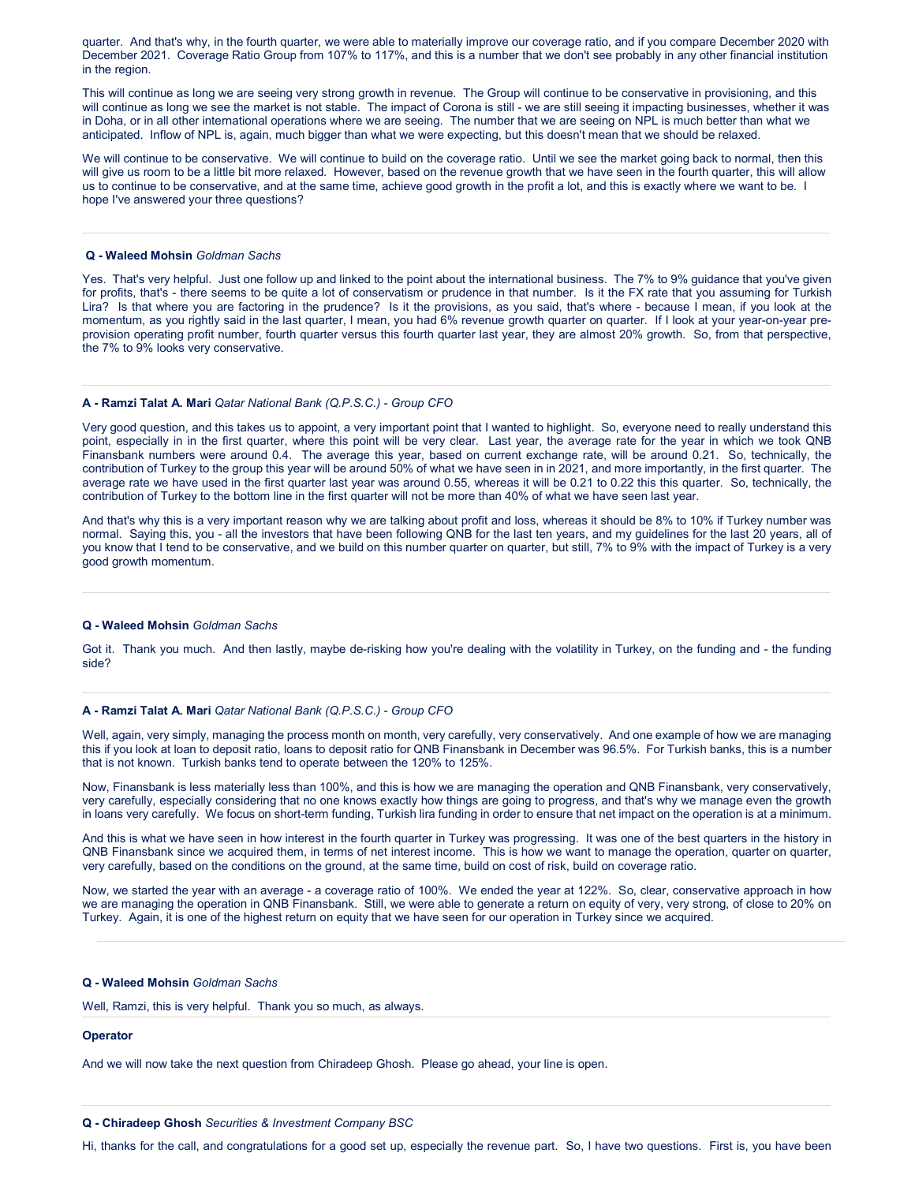quarter. And that's why, in the fourth quarter, we were able to materially improve our coverage ratio, and if you compare December 2020 with December 2021. Coverage Ratio Group from 107% to 117%, and this is a number that we don't see probably in any other financial institution in the region.

This will continue as long we are seeing very strong growth in revenue. The Group will continue to be conservative in provisioning, and this will continue as long we see the market is not stable. The impact of Corona is still - we are still seeing it impacting businesses, whether it was in Doha, or in all other international operations where we are seeing. The number that we are seeing on NPL is much better than what we anticipated. Inflow of NPL is, again, much bigger than what we were expecting, but this doesn't mean that we should be relaxed.

We will continue to be conservative. We will continue to build on the coverage ratio. Until we see the market going back to normal, then this will give us room to be a little bit more relaxed. However, based on the revenue growth that we have seen in the fourth quarter, this will allow us to continue to be conservative, and at the same time, achieve good growth in the profit a lot, and this is exactly where we want to be. I hope I've answered your three questions?

---

**Q - Waleed Mohsin** *Goldman Sachs*

Yes. That's very helpful. Just one follow up and linked to the point about the international business. The 7% to 9% guidance that you've given for profits, that's - there seems to be quite a lot of conservatism or prudence in that number. Is it the FX rate that you assuming for Turkish Lira? Is that where you are factoring in the prudence? Is it the provisions, as you said, that's where - because I mean, if you look at the momentum, as you rightly said in the last quarter, I mean, you had 6% revenue growth quarter on quarter. If I look at your year-on-year pre-provision operating profit number, fourth quarter versus this fourth quarter last year, they are almost 20% growth. So, from that perspective, the 7% to 9% looks very conservative.

---

**A - Ramzi Talat A. Mari** *Qatar National Bank (Q.P.S.C.) - Group CFO*

Very good question, and this takes us to appoint, a very important point that I wanted to highlight. So, everyone need to really understand this point, especially in in the first quarter, where this point will be very clear. Last year, the average rate for the year in which we took QNB Finansbank numbers were around 0.4. The average this year, based on current exchange rate, will be around 0.21. So, technically, the contribution of Turkey to the group this year will be around 50% of what we have seen in in 2021, and more importantly, in the first quarter. The average rate we have used in the first quarter last year was around 0.55, whereas it will be 0.21 to 0.22 this this quarter. So, technically, the contribution of Turkey to the bottom line in the first quarter will not be more than 40% of what we have seen last year.

And that's why this is a very important reason why we are talking about profit and loss, whereas it should be 8% to 10% if Turkey number was normal. Saying this, you - all the investors that have been following QNB for the last ten years, and my guidelines for the last 20 years, all of you know that I tend to be conservative, and we build on this number quarter on quarter, but still, 7% to 9% with the impact of Turkey is a very good growth momentum.

---

**Q - Waleed Mohsin** *Goldman Sachs*

Got it. Thank you much. And then lastly, maybe de-risking how you're dealing with the volatility in Turkey, on the funding and - the funding side?

---

**A - Ramzi Talat A. Mari** *Qatar National Bank (Q.P.S.C.) - Group CFO*

Well, again, very simply, managing the process month on month, very carefully, very conservatively. And one example of how we are managing this if you look at loan to deposit ratio, loans to deposit ratio for QNB Finansbank in December was 96.5%. For Turkish banks, this is a number that is not known. Turkish banks tend to operate between the 120% to 125%.

Now, Finansbank is less materially less than 100%, and this is how we are managing the operation and QNB Finansbank, very conservatively, very carefully, especially considering that no one knows exactly how things are going to progress, and that's why we manage even the growth in loans very carefully. We focus on short-term funding, Turkish lira funding in order to ensure that net impact on the operation is at a minimum.

And this is what we have seen in how interest in the fourth quarter in Turkey was progressing. It was one of the best quarters in the history in QNB Finansbank since we acquired them, in terms of net interest income. This is how we want to manage the operation, quarter on quarter, very carefully, based on the conditions on the ground, at the same time, build on cost of risk, build on coverage ratio.

Now, we started the year with an average - a coverage ratio of 100%. We ended the year at 122%. So, clear, conservative approach in how we are managing the operation in QNB Finansbank. Still, we were able to generate a return on equity of very, very strong, of close to 20% on Turkey. Again, it is one of the highest return on equity that we have seen for our operation in Turkey since we acquired.

---

**Q - Waleed Mohsin** *Goldman Sachs*

Well, Ramzi, this is very helpful. Thank you so much, as always.

---

**Operator**

And we will now take the next question from Chiradeep Ghosh. Please go ahead, your line is open.

---

**Q - Chiradeep Ghosh** *Securities & Investment Company BSC*

Hi, thanks for the call, and congratulations for a good set up, especially the revenue part. So, I have two questions. First is, you have been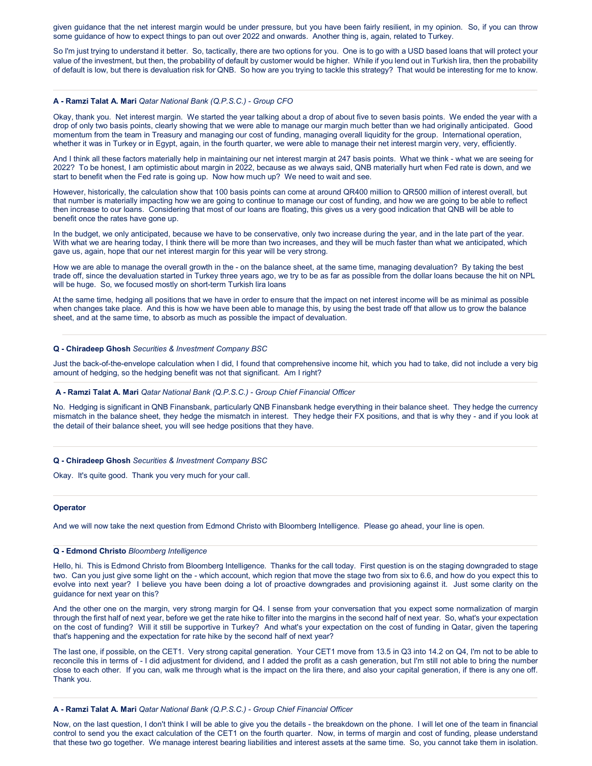given guidance that the net interest margin would be under pressure, but you have been fairly resilient, in my opinion. So, if you can throw some guidance of how to expect things to pan out over 2022 and onwards. Another thing is, again, related to Turkey.

So I'm just trying to understand it better. So, tactically, there are two options for you. One is to go with a USD based loans that will protect your value of the investment, but then, the probability of default by customer would be higher. While if you lend out in Turkish lira, then the probability of default is low, but there is devaluation risk for QNB. So how are you trying to tackle this strategy? That would be interesting for me to know.

---

**A - Ramzi Talat A. Mari** *Qatar National Bank (Q.P.S.C.) - Group CFO*

Okay, thank you. Net interest margin. We started the year talking about a drop of about five to seven basis points. We ended the year with a drop of only two basis points, clearly showing that we were able to manage our margin much better than we had originally anticipated. Good momentum from the team in Treasury and managing our cost of funding, managing overall liquidity for the group. International operation, whether it was in Turkey or in Egypt, again, in the fourth quarter, we were able to manage their net interest margin very, very, efficiently.

And I think all these factors materially help in maintaining our net interest margin at 247 basis points. What we think - what we are seeing for 2022? To be honest, I am optimistic about margin in 2022, because as we always said, QNB materially hurt when Fed rate is down, and we start to benefit when the Fed rate is going up. Now how much up? We need to wait and see.

However, historically, the calculation show that 100 basis points can come at around QR400 million to QR500 million of interest overall, but that number is materially impacting how we are going to continue to manage our cost of funding, and how we are going to be able to reflect then increase to our loans. Considering that most of our loans are floating, this gives us a very good indication that QNB will be able to benefit once the rates have gone up.

In the budget, we only anticipated, because we have to be conservative, only two increase during the year, and in the late part of the year. With what we are hearing today, I think there will be more than two increases, and they will be much faster than what we anticipated, which gave us, again, hope that our net interest margin for this year will be very strong.

How we are able to manage the overall growth in the - on the balance sheet, at the same time, managing devaluation? By taking the best trade off, since the devaluation started in Turkey three years ago, we try to be as far as possible from the dollar loans because the hit on NPL will be huge. So, we focused mostly on short-term Turkish lira loans

At the same time, hedging all positions that we have in order to ensure that the impact on net interest income will be as minimal as possible when changes take place. And this is how we have been able to manage this, by using the best trade off that allow us to grow the balance sheet, and at the same time, to absorb as much as possible the impact of devaluation.

---

**Q - Chiradeep Ghosh** *Securities & Investment Company BSC*

Just the back-of-the-envelope calculation when I did, I found that comprehensive income hit, which you had to take, did not include a very big amount of hedging, so the hedging benefit was not that significant. Am I right?

---

**A - Ramzi Talat A. Mari** *Qatar National Bank (Q.P.S.C.) - Group Chief Financial Officer*

No. Hedging is significant in QNB Finansbank, particularly QNB Finansbank hedge everything in their balance sheet. They hedge the currency mismatch in the balance sheet, they hedge the mismatch in interest. They hedge their FX positions, and that is why they - and if you look at the detail of their balance sheet, you will see hedge positions that they have.

---

**Q - Chiradeep Ghosh** *Securities & Investment Company BSC*

Okay. It's quite good. Thank you very much for your call.

---

**Operator**

And we will now take the next question from Edmond Christo with Bloomberg Intelligence. Please go ahead, your line is open.

---

**Q - Edmond Christo** *Bloomberg Intelligence*

Hello, hi. This is Edmond Christo from Bloomberg Intelligence. Thanks for the call today. First question is on the staging downgraded to stage two. Can you just give some light on the - which account, which region that move the stage two from six to 6.6, and how do you expect this to evolve into next year? I believe you have been doing a lot of proactive downgrades and provisioning against it. Just some clarity on the guidance for next year on this?

And the other one on the margin, very strong margin for Q4. I sense from your conversation that you expect some normalization of margin through the first half of next year, before we get the rate hike to filter into the margins in the second half of next year. So, what's your expectation on the cost of funding? Will it still be supportive in Turkey? And what's your expectation on the cost of funding in Qatar, given the tapering that's happening and the expectation for rate hike by the second half of next year?

The last one, if possible, on the CET1. Very strong capital generation. Your CET1 move from 13.5 in Q3 into 14.2 on Q4, I'm not to be able to reconcile this in terms of - I did adjustment for dividend, and I added the profit as a cash generation, but I'm still not able to bring the number close to each other. If you can, walk me through what is the impact on the lira there, and also your capital generation, if there is any one off. Thank you.

---

**A - Ramzi Talat A. Mari** *Qatar National Bank (Q.P.S.C.) - Group Chief Financial Officer*

Now, on the last question, I don't think I will be able to give you the details - the breakdown on the phone. I will let one of the team in financial control to send you the exact calculation of the CET1 on the fourth quarter. Now, in terms of margin and cost of funding, please understand that these two go together. We manage interest bearing liabilities and interest assets at the same time. So, you cannot take them in isolation.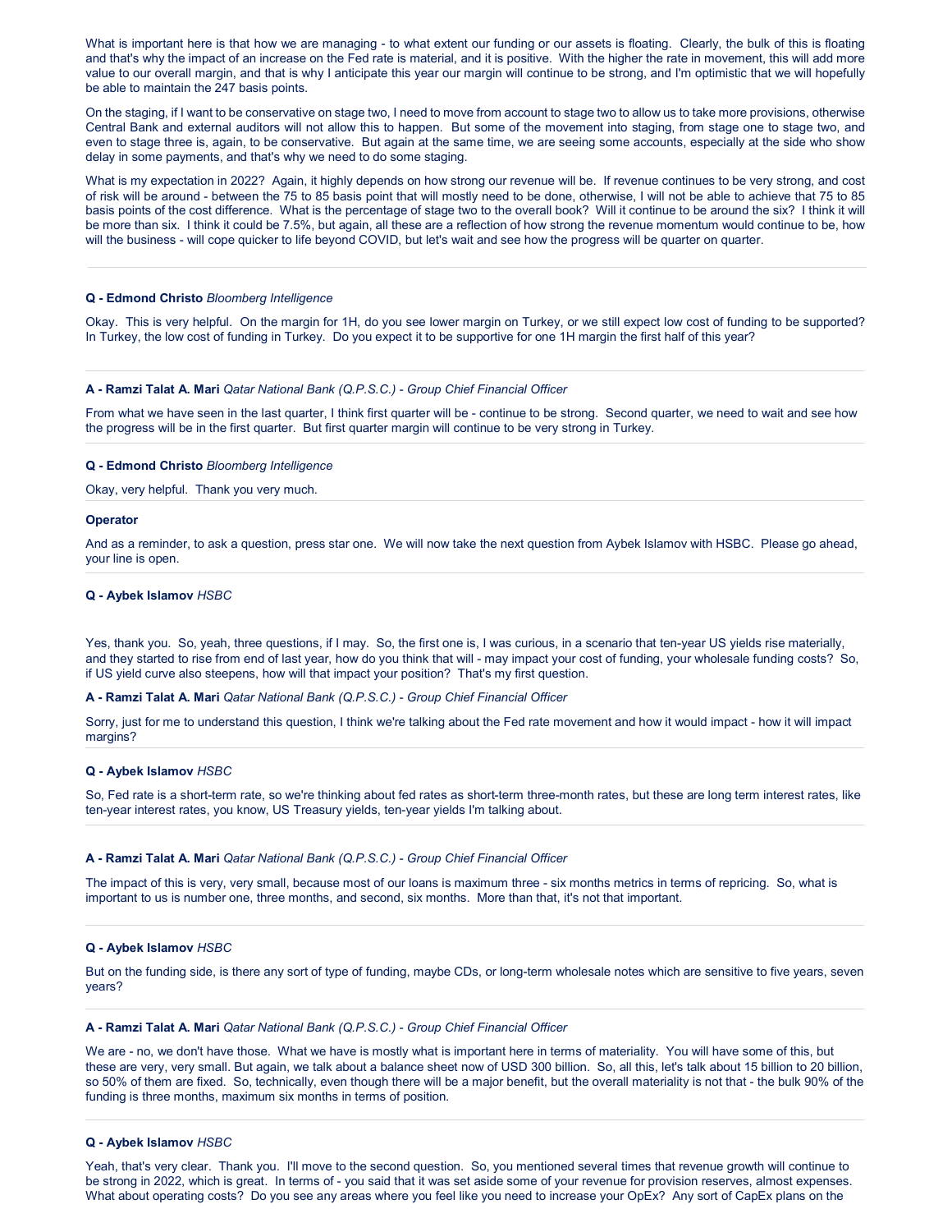What is important here is that how we are managing - to what extent our funding or our assets is floating. Clearly, the bulk of this is floating and that's why the impact of an increase on the Fed rate is material, and it is positive. With the higher the rate in movement, this will add more value to our overall margin, and that is why I anticipate this year our margin will continue to be strong, and I'm optimistic that we will hopefully be able to maintain the 247 basis points.

On the staging, if I want to be conservative on stage two, I need to move from account to stage two to allow us to take more provisions, otherwise Central Bank and external auditors will not allow this to happen. But some of the movement into staging, from stage one to stage two, and even to stage three is, again, to be conservative. But again at the same time, we are seeing some accounts, especially at the side who show delay in some payments, and that's why we need to do some staging.

What is my expectation in 2022? Again, it highly depends on how strong our revenue will be. If revenue continues to be very strong, and cost of risk will be around - between the 75 to 85 basis point that will mostly need to be done, otherwise, I will not be able to achieve that 75 to 85 basis points of the cost difference. What is the percentage of stage two to the overall book? Will it continue to be around the six? I think it will be more than six. I think it could be 7.5%, but again, all these are a reflection of how strong the revenue momentum would continue to be, how will the business - will cope quicker to life beyond COVID, but let's wait and see how the progress will be quarter on quarter.

---

**Q - Edmond Christo** *Bloomberg Intelligence*

Okay. This is very helpful. On the margin for 1H, do you see lower margin on Turkey, or we still expect low cost of funding to be supported? In Turkey, the low cost of funding in Turkey. Do you expect it to be supportive for one 1H margin the first half of this year?

---

**A - Ramzi Talat A. Mari** *Qatar National Bank (Q.P.S.C.) - Group Chief Financial Officer*

From what we have seen in the last quarter, I think first quarter will be - continue to be strong. Second quarter, we need to wait and see how the progress will be in the first quarter. But first quarter margin will continue to be very strong in Turkey.

---

**Q - Edmond Christo** *Bloomberg Intelligence*

Okay, very helpful. Thank you very much.

---

**Operator**

And as a reminder, to ask a question, press star one. We will now take the next question from Aybek Islamov with HSBC. Please go ahead, your line is open.

---

**Q - Aybek Islamov** *HSBC*

Yes, thank you. So, yeah, three questions, if I may. So, the first one is, I was curious, in a scenario that ten-year US yields rise materially, and they started to rise from end of last year, how do you think that will - may impact your cost of funding, your wholesale funding costs? So, if US yield curve also steepens, how will that impact your position? That's my first question.

**A - Ramzi Talat A. Mari** *Qatar National Bank (Q.P.S.C.) - Group Chief Financial Officer*

Sorry, just for me to understand this question, I think we're talking about the Fed rate movement and how it would impact - how it will impact margins?

---

**Q - Aybek Islamov** *HSBC*

So, Fed rate is a short-term rate, so we're thinking about fed rates as short-term three-month rates, but these are long term interest rates, like ten-year interest rates, you know, US Treasury yields, ten-year yields I'm talking about.

---

**A - Ramzi Talat A. Mari** *Qatar National Bank (Q.P.S.C.) - Group Chief Financial Officer*

The impact of this is very, very small, because most of our loans is maximum three - six months metrics in terms of repricing. So, what is important to us is number one, three months, and second, six months. More than that, it's not that important.

---

**Q - Aybek Islamov** *HSBC*

But on the funding side, is there any sort of type of funding, maybe CDs, or long-term wholesale notes which are sensitive to five years, seven years?

---

**A - Ramzi Talat A. Mari** *Qatar National Bank (Q.P.S.C.) - Group Chief Financial Officer*

We are - no, we don't have those. What we have is mostly what is important here in terms of materiality. You will have some of this, but these are very, very small. But again, we talk about a balance sheet now of USD 300 billion. So, all this, let's talk about 15 billion to 20 billion, so 50% of them are fixed. So, technically, even though there will be a major benefit, but the overall materiality is not that - the bulk 90% of the funding is three months, maximum six months in terms of position.

---

**Q - Aybek Islamov** *HSBC*

Yeah, that's very clear. Thank you. I'll move to the second question. So, you mentioned several times that revenue growth will continue to be strong in 2022, which is great. In terms of - you said that it was set aside some of your revenue for provision reserves, almost expenses. What about operating costs? Do you see any areas where you feel like you need to increase your OpEx? Any sort of CapEx plans on the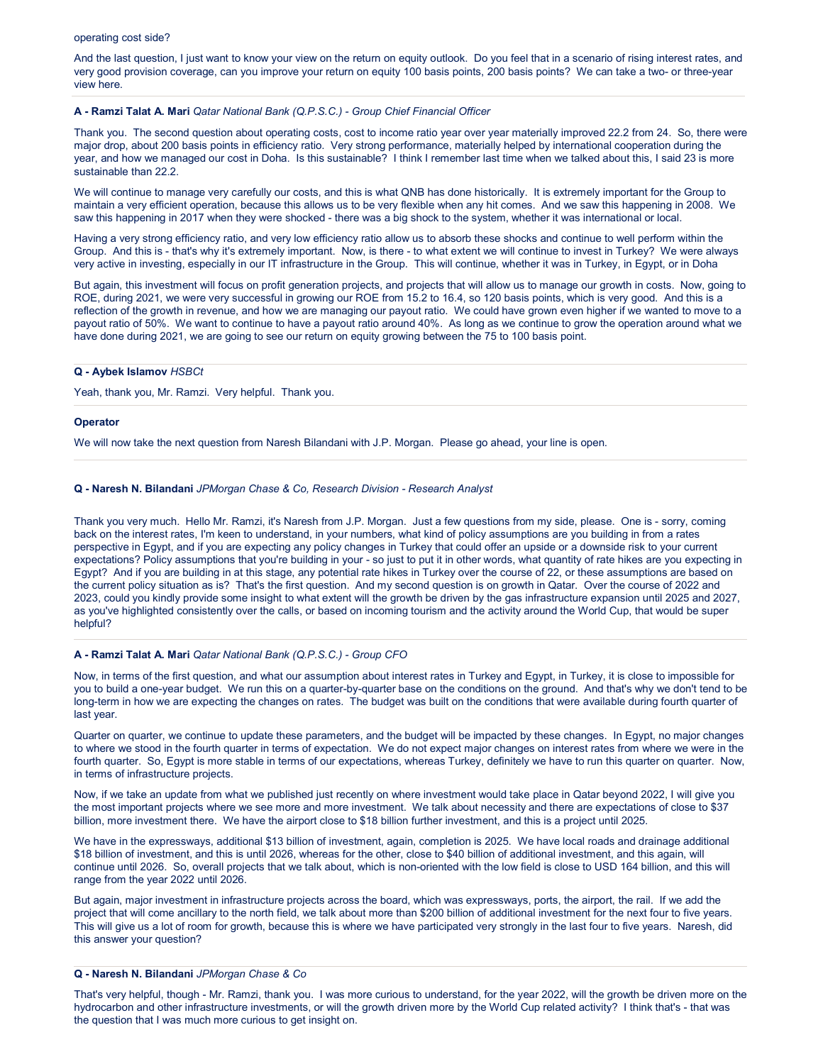operating cost side?

And the last question, I just want to know your view on the return on equity outlook. Do you feel that in a scenario of rising interest rates, and very good provision coverage, can you improve your return on equity 100 basis points, 200 basis points? We can take a two- or three-year view here.

---

**A - Ramzi Talat A. Mari** *Qatar National Bank (Q.P.S.C.) - Group Chief Financial Officer*

Thank you. The second question about operating costs, cost to income ratio year over year materially improved 22.2 from 24. So, there were major drop, about 200 basis points in efficiency ratio. Very strong performance, materially helped by international cooperation during the year, and how we managed our cost in Doha. Is this sustainable? I think I remember last time when we talked about this, I said 23 is more sustainable than 22.2.

We will continue to manage very carefully our costs, and this is what QNB has done historically. It is extremely important for the Group to maintain a very efficient operation, because this allows us to be very flexible when any hit comes. And we saw this happening in 2008. We saw this happening in 2017 when they were shocked - there was a big shock to the system, whether it was international or local.

Having a very strong efficiency ratio, and very low efficiency ratio allow us to absorb these shocks and continue to well perform within the Group. And this is - that's why it's extremely important. Now, is there - to what extent we will continue to invest in Turkey? We were always very active in investing, especially in our IT infrastructure in the Group. This will continue, whether it was in Turkey, in Egypt, or in Doha

But again, this investment will focus on profit generation projects, and projects that will allow us to manage our growth in costs. Now, going to ROE, during 2021, we were very successful in growing our ROE from 15.2 to 16.4, so 120 basis points, which is very good. And this is a reflection of the growth in revenue, and how we are managing our payout ratio. We could have grown even higher if we wanted to move to a payout ratio of 50%. We want to continue to have a payout ratio around 40%. As long as we continue to grow the operation around what we have done during 2021, we are going to see our return on equity growing between the 75 to 100 basis point.

---

**Q - Aybek Islamov** *HSBCt*

Yeah, thank you, Mr. Ramzi. Very helpful. Thank you.

---

**Operator**

We will now take the next question from Naresh Bilandani with J.P. Morgan. Please go ahead, your line is open.

---

**Q - Naresh N. Bilandani** *JPMorgan Chase & Co, Research Division - Research Analyst*

Thank you very much. Hello Mr. Ramzi, it's Naresh from J.P. Morgan. Just a few questions from my side, please. One is - sorry, coming back on the interest rates, I'm keen to understand, in your numbers, what kind of policy assumptions are you building in from a rates perspective in Egypt, and if you are expecting any policy changes in Turkey that could offer an upside or a downside risk to your current expectations? Policy assumptions that you're building in your - so just to put it in other words, what quantity of rate hikes are you expecting in Egypt? And if you are building in at this stage, any potential rate hikes in Turkey over the course of 22, or these assumptions are based on the current policy situation as is? That's the first question. And my second question is on growth in Qatar. Over the course of 2022 and 2023, could you kindly provide some insight to what extent will the growth be driven by the gas infrastructure expansion until 2025 and 2027, as you've highlighted consistently over the calls, or based on incoming tourism and the activity around the World Cup, that would be super helpful?

---

**A - Ramzi Talat A. Mari** *Qatar National Bank (Q.P.S.C.) - Group CFO*

Now, in terms of the first question, and what our assumption about interest rates in Turkey and Egypt, in Turkey, it is close to impossible for you to build a one-year budget. We run this on a quarter-by-quarter base on the conditions on the ground. And that's why we don't tend to be long-term in how we are expecting the changes on rates. The budget was built on the conditions that were available during fourth quarter of last year.

Quarter on quarter, we continue to update these parameters, and the budget will be impacted by these changes. In Egypt, no major changes to where we stood in the fourth quarter in terms of expectation. We do not expect major changes on interest rates from where we were in the fourth quarter. So, Egypt is more stable in terms of our expectations, whereas Turkey, definitely we have to run this quarter on quarter. Now, in terms of infrastructure projects.

Now, if we take an update from what we published just recently on where investment would take place in Qatar beyond 2022, I will give you the most important projects where we see more and more investment. We talk about necessity and there are expectations of close to $37 billion, more investment there. We have the airport close to $18 billion further investment, and this is a project until 2025.

We have in the expressways, additional $13 billion of investment, again, completion is 2025. We have local roads and drainage additional $18 billion of investment, and this is until 2026, whereas for the other, close to $40 billion of additional investment, and this again, will continue until 2026. So, overall projects that we talk about, which is non-oriented with the low field is close to USD 164 billion, and this will range from the year 2022 until 2026.

But again, major investment in infrastructure projects across the board, which was expressways, ports, the airport, the rail. If we add the project that will come ancillary to the north field, we talk about more than $200 billion of additional investment for the next four to five years. This will give us a lot of room for growth, because this is where we have participated very strongly in the last four to five years. Naresh, did this answer your question?

---

**Q - Naresh N. Bilandani** *JPMorgan Chase & Co*

That's very helpful, though - Mr. Ramzi, thank you. I was more curious to understand, for the year 2022, will the growth be driven more on the hydrocarbon and other infrastructure investments, or will the growth driven more by the World Cup related activity? I think that's - that was the question that I was much more curious to get insight on.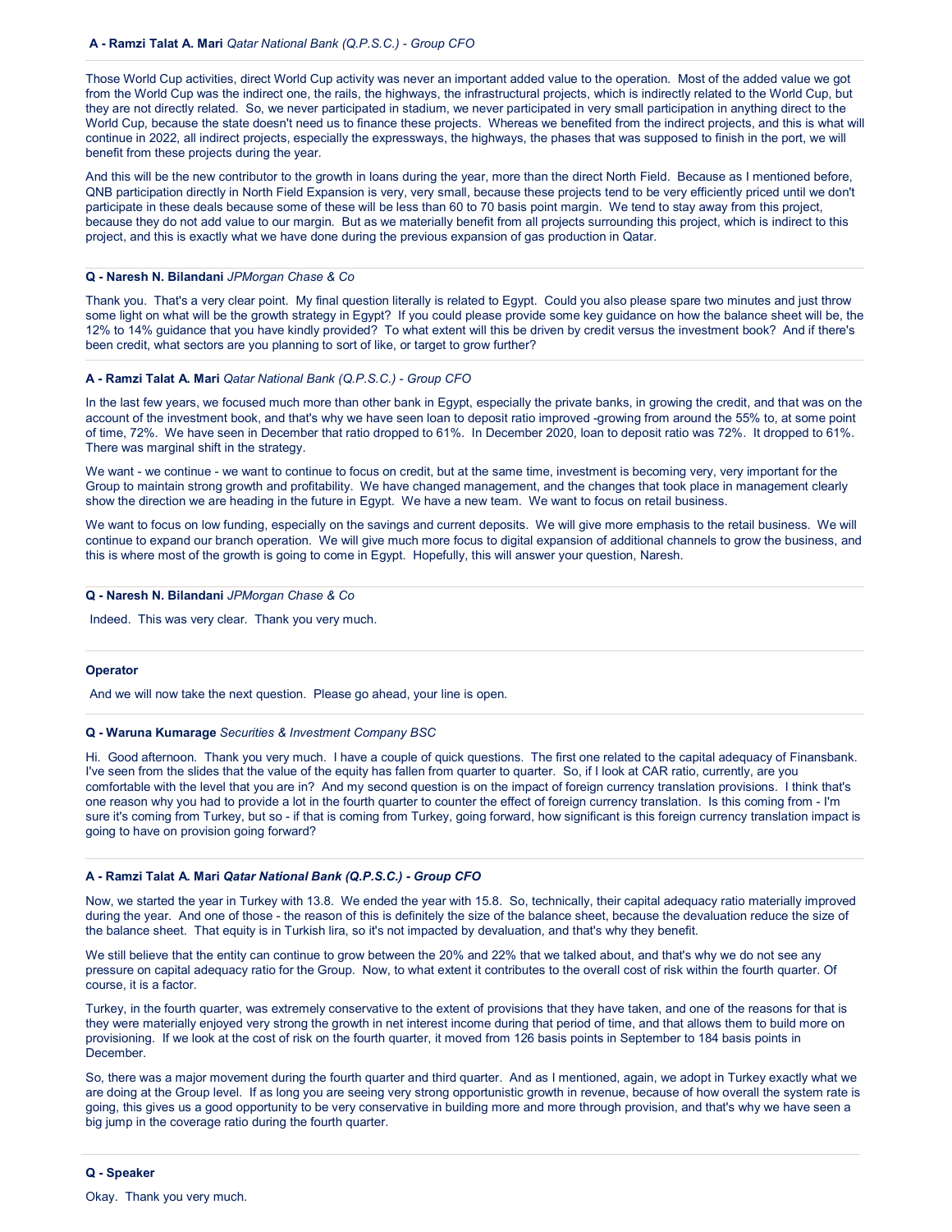**A - Ramzi Talat A. Mari** *Qatar National Bank (Q.P.S.C.) - Group CFO*

Those World Cup activities, direct World Cup activity was never an important added value to the operation. Most of the added value we got from the World Cup was the indirect one, the rails, the highways, the infrastructural projects, which is indirectly related to the World Cup, but they are not directly related. So, we never participated in stadium, we never participated in very small participation in anything direct to the World Cup, because the state doesn't need us to finance these projects. Whereas we benefited from the indirect projects, and this is what will continue in 2022, all indirect projects, especially the expressways, the highways, the phases that was supposed to finish in the port, we will benefit from these projects during the year.

And this will be the new contributor to the growth in loans during the year, more than the direct North Field. Because as I mentioned before, QNB participation directly in North Field Expansion is very, very small, because these projects tend to be very efficiently priced until we don't participate in these deals because some of these will be less than 60 to 70 basis point margin. We tend to stay away from this project, because they do not add value to our margin. But as we materially benefit from all projects surrounding this project, which is indirect to this project, and this is exactly what we have done during the previous expansion of gas production in Qatar.

**Q - Naresh N. Bilandani** *JPMorgan Chase & Co*

Thank you. That's a very clear point. My final question literally is related to Egypt. Could you also please spare two minutes and just throw some light on what will be the growth strategy in Egypt? If you could please provide some key guidance on how the balance sheet will be, the 12% to 14% guidance that you have kindly provided? To what extent will this be driven by credit versus the investment book? And if there's been credit, what sectors are you planning to sort of like, or target to grow further?

**A - Ramzi Talat A. Mari** *Qatar National Bank (Q.P.S.C.) - Group CFO*

In the last few years, we focused much more than other bank in Egypt, especially the private banks, in growing the credit, and that was on the account of the investment book, and that's why we have seen loan to deposit ratio improved -growing from around the 55% to, at some point of time, 72%. We have seen in December that ratio dropped to 61%. In December 2020, loan to deposit ratio was 72%. It dropped to 61%. There was marginal shift in the strategy.

We want - we continue - we want to continue to focus on credit, but at the same time, investment is becoming very, very important for the Group to maintain strong growth and profitability. We have changed management, and the changes that took place in management clearly show the direction we are heading in the future in Egypt. We have a new team. We want to focus on retail business.

We want to focus on low funding, especially on the savings and current deposits. We will give more emphasis to the retail business. We will continue to expand our branch operation. We will give much more focus to digital expansion of additional channels to grow the business, and this is where most of the growth is going to come in Egypt. Hopefully, this will answer your question, Naresh.

**Q - Naresh N. Bilandani** *JPMorgan Chase & Co*

Indeed. This was very clear. Thank you very much.

**Operator**

And we will now take the next question. Please go ahead, your line is open.

**Q - Waruna Kumarage** *Securities & Investment Company BSC*

Hi. Good afternoon. Thank you very much. I have a couple of quick questions. The first one related to the capital adequacy of Finansbank. I've seen from the slides that the value of the equity has fallen from quarter to quarter. So, if I look at CAR ratio, currently, are you comfortable with the level that you are in? And my second question is on the impact of foreign currency translation provisions. I think that's one reason why you had to provide a lot in the fourth quarter to counter the effect of foreign currency translation. Is this coming from - I'm sure it's coming from Turkey, but so - if that is coming from Turkey, going forward, how significant is this foreign currency translation impact is going to have on provision going forward?

**A - Ramzi Talat A. Mari** *Qatar National Bank (Q.P.S.C.) - Group CFO*

Now, we started the year in Turkey with 13.8. We ended the year with 15.8. So, technically, their capital adequacy ratio materially improved during the year. And one of those - the reason of this is definitely the size of the balance sheet, because the devaluation reduce the size of the balance sheet. That equity is in Turkish lira, so it's not impacted by devaluation, and that's why they benefit.

We still believe that the entity can continue to grow between the 20% and 22% that we talked about, and that's why we do not see any pressure on capital adequacy ratio for the Group. Now, to what extent it contributes to the overall cost of risk within the fourth quarter. Of course, it is a factor.

Turkey, in the fourth quarter, was extremely conservative to the extent of provisions that they have taken, and one of the reasons for that is they were materially enjoyed very strong the growth in net interest income during that period of time, and that allows them to build more on provisioning. If we look at the cost of risk on the fourth quarter, it moved from 126 basis points in September to 184 basis points in December.

So, there was a major movement during the fourth quarter and third quarter. And as I mentioned, again, we adopt in Turkey exactly what we are doing at the Group level. If as long you are seeing very strong opportunistic growth in revenue, because of how overall the system rate is going, this gives us a good opportunity to be very conservative in building more and more through provision, and that's why we have seen a big jump in the coverage ratio during the fourth quarter.

**Q - Speaker**

Okay. Thank you very much.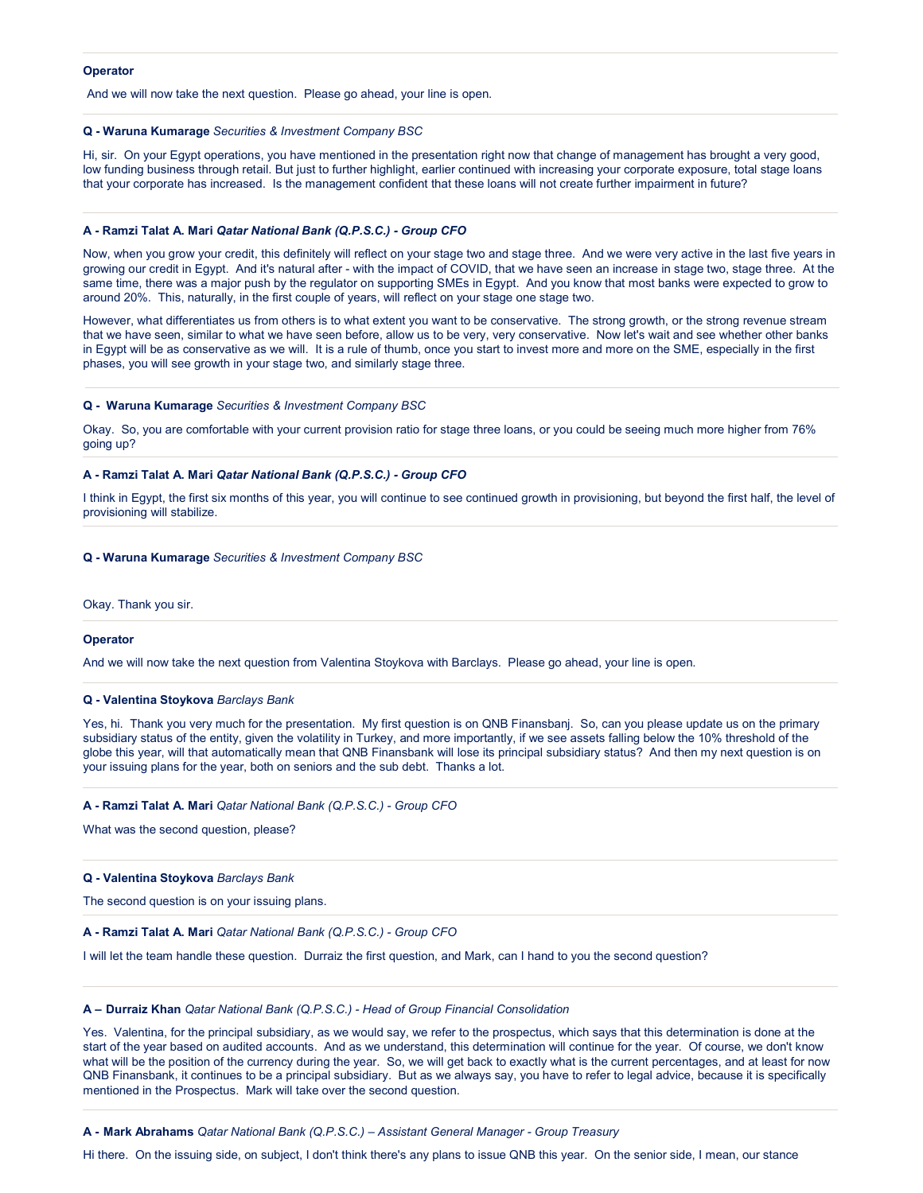**Operator**

And we will now take the next question. Please go ahead, your line is open.

---

**Q - Waruna Kumarage** *Securities & Investment Company BSC*

Hi, sir. On your Egypt operations, you have mentioned in the presentation right now that change of management has brought a very good, low funding business through retail. But just to further highlight, earlier continued with increasing your corporate exposure, total stage loans that your corporate has increased. Is the management confident that these loans will not create further impairment in future?

---

**A - Ramzi Talat A. Mari** ***Qatar National Bank (Q.P.S.C.) - Group CFO***

Now, when you grow your credit, this definitely will reflect on your stage two and stage three. And we were very active in the last five years in growing our credit in Egypt. And it's natural after - with the impact of COVID, that we have seen an increase in stage two, stage three. At the same time, there was a major push by the regulator on supporting SMEs in Egypt. And you know that most banks were expected to grow to around 20%. This, naturally, in the first couple of years, will reflect on your stage one stage two.

However, what differentiates us from others is to what extent you want to be conservative. The strong growth, or the strong revenue stream that we have seen, similar to what we have seen before, allow us to be very, very conservative. Now let's wait and see whether other banks in Egypt will be as conservative as we will. It is a rule of thumb, once you start to invest more and more on the SME, especially in the first phases, you will see growth in your stage two, and similarly stage three.

---

**Q - Waruna Kumarage** *Securities & Investment Company BSC*

Okay. So, you are comfortable with your current provision ratio for stage three loans, or you could be seeing much more higher from 76% going up?

---

**A - Ramzi Talat A. Mari** ***Qatar National Bank (Q.P.S.C.) - Group CFO***

I think in Egypt, the first six months of this year, you will continue to see continued growth in provisioning, but beyond the first half, the level of provisioning will stabilize.

---

**Q - Waruna Kumarage** *Securities & Investment Company BSC*

Okay. Thank you sir.

---

**Operator**

And we will now take the next question from Valentina Stoykova with Barclays. Please go ahead, your line is open.

---

**Q - Valentina Stoykova** *Barclays Bank*

Yes, hi. Thank you very much for the presentation. My first question is on QNB Finansbanj. So, can you please update us on the primary subsidiary status of the entity, given the volatility in Turkey, and more importantly, if we see assets falling below the 10% threshold of the globe this year, will that automatically mean that QNB Finansbank will lose its principal subsidiary status? And then my next question is on your issuing plans for the year, both on seniors and the sub debt. Thanks a lot.

---

**A - Ramzi Talat A. Mari** *Qatar National Bank (Q.P.S.C.) - Group CFO*

What was the second question, please?

---

**Q - Valentina Stoykova** *Barclays Bank*

The second question is on your issuing plans.

---

**A - Ramzi Talat A. Mari** *Qatar National Bank (Q.P.S.C.) - Group CFO*

I will let the team handle these question. Durraiz the first question, and Mark, can I hand to you the second question?

---

**A – Durraiz Khan** *Qatar National Bank (Q.P.S.C.) - Head of Group Financial Consolidation*

Yes. Valentina, for the principal subsidiary, as we would say, we refer to the prospectus, which says that this determination is done at the start of the year based on audited accounts. And as we understand, this determination will continue for the year. Of course, we don't know what will be the position of the currency during the year. So, we will get back to exactly what is the current percentages, and at least for now QNB Finansbank, it continues to be a principal subsidiary. But as we always say, you have to refer to legal advice, because it is specifically mentioned in the Prospectus. Mark will take over the second question.

---

**A - Mark Abrahams** *Qatar National Bank (Q.P.S.C.) – Assistant General Manager - Group Treasury*

Hi there. On the issuing side, on subject, I don't think there's any plans to issue QNB this year. On the senior side, I mean, our stance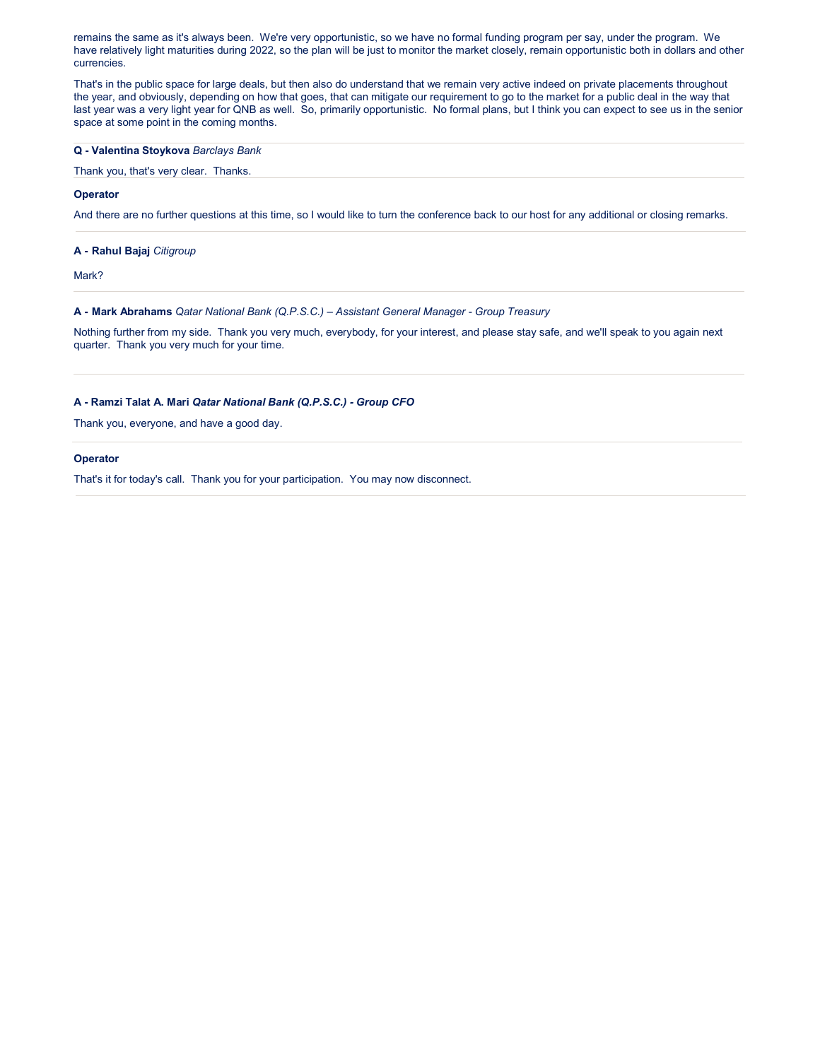remains the same as it's always been. We're very opportunistic, so we have no formal funding program per say, under the program. We have relatively light maturities during 2022, so the plan will be just to monitor the market closely, remain opportunistic both in dollars and other currencies.

That's in the public space for large deals, but then also do understand that we remain very active indeed on private placements throughout the year, and obviously, depending on how that goes, that can mitigate our requirement to go to the market for a public deal in the way that last year was a very light year for QNB as well. So, primarily opportunistic. No formal plans, but I think you can expect to see us in the senior space at some point in the coming months.

**Q - Valentina Stoykova** *Barclays Bank*

Thank you, that's very clear. Thanks.

**Operator**

And there are no further questions at this time, so I would like to turn the conference back to our host for any additional or closing remarks.

**A - Rahul Bajaj** *Citigroup*

Mark?

**A - Mark Abrahams** *Qatar National Bank (Q.P.S.C.) – Assistant General Manager - Group Treasury*

Nothing further from my side. Thank you very much, everybody, for your interest, and please stay safe, and we'll speak to you again next quarter. Thank you very much for your time.

**A - Ramzi Talat A. Mari** ***Qatar National Bank (Q.P.S.C.) - Group CFO***

Thank you, everyone, and have a good day.

**Operator**

That's it for today's call. Thank you for your participation. You may now disconnect.